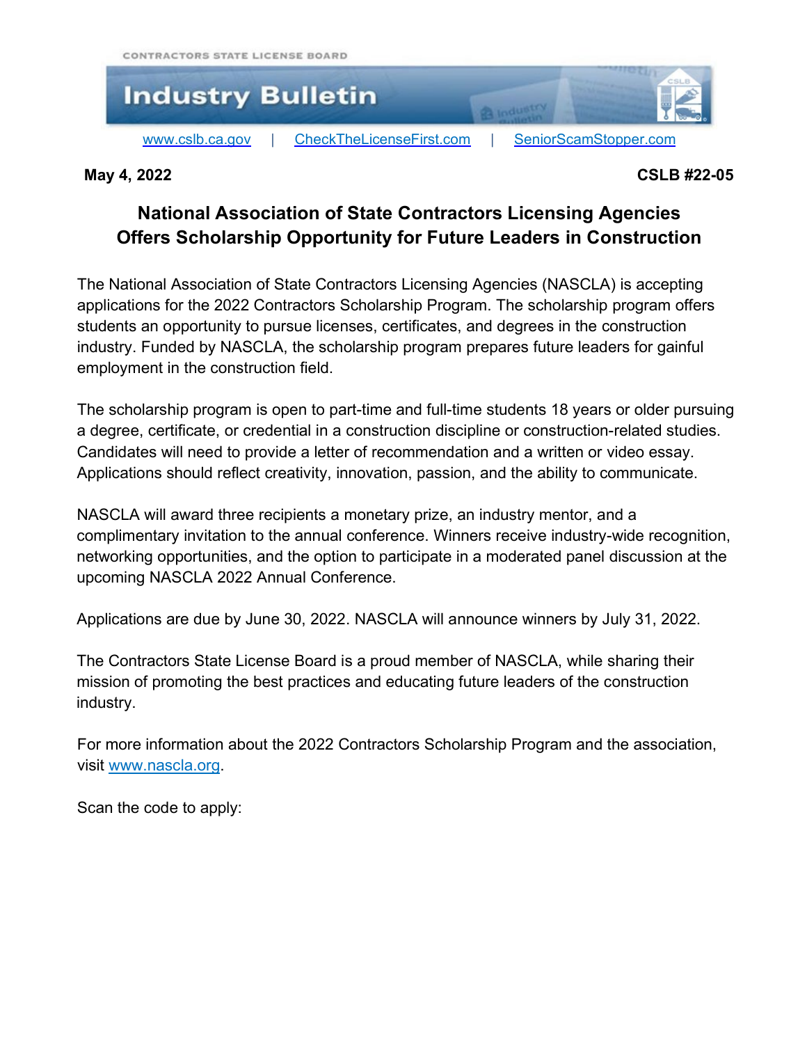CONTRACTORS STATE LICENSE BOARD

# Industry Bulletin

[www.cslb.ca.gov](http://www.cslb.ca.gov) | [CheckTheLicenseFirst.com](http://CheckTheLicenseFirst.com) | [SeniorScamStopper.com](http://SeniorScamStopper.com)

**May 4, 2022** **CSLB #22-05**

## National Association of State Contractors Licensing Agencies Offers Scholarship Opportunity for Future Leaders in Construction

The National Association of State Contractors Licensing Agencies (NASCLA) is accepting applications for the 2022 Contractors Scholarship Program. The scholarship program offers students an opportunity to pursue licenses, certificates, and degrees in the construction industry. Funded by NASCLA, the scholarship program prepares future leaders for gainful employment in the construction field.

The scholarship program is open to part-time and full-time students 18 years or older pursuing a degree, certificate, or credential in a construction discipline or construction-related studies. Candidates will need to provide a letter of recommendation and a written or video essay. Applications should reflect creativity, innovation, passion, and the ability to communicate.

NASCLA will award three recipients a monetary prize, an industry mentor, and a complimentary invitation to the annual conference. Winners receive industry-wide recognition, networking opportunities, and the option to participate in a moderated panel discussion at the upcoming NASCLA 2022 Annual Conference.

Applications are due by June 30, 2022. NASCLA will announce winners by July 31, 2022.

The Contractors State License Board is a proud member of NASCLA, while sharing their mission of promoting the best practices and educating future leaders of the construction industry.

For more information about the 2022 Contractors Scholarship Program and the association, visit [www.nascla.org](http://www.nascla.org).

Scan the code to apply: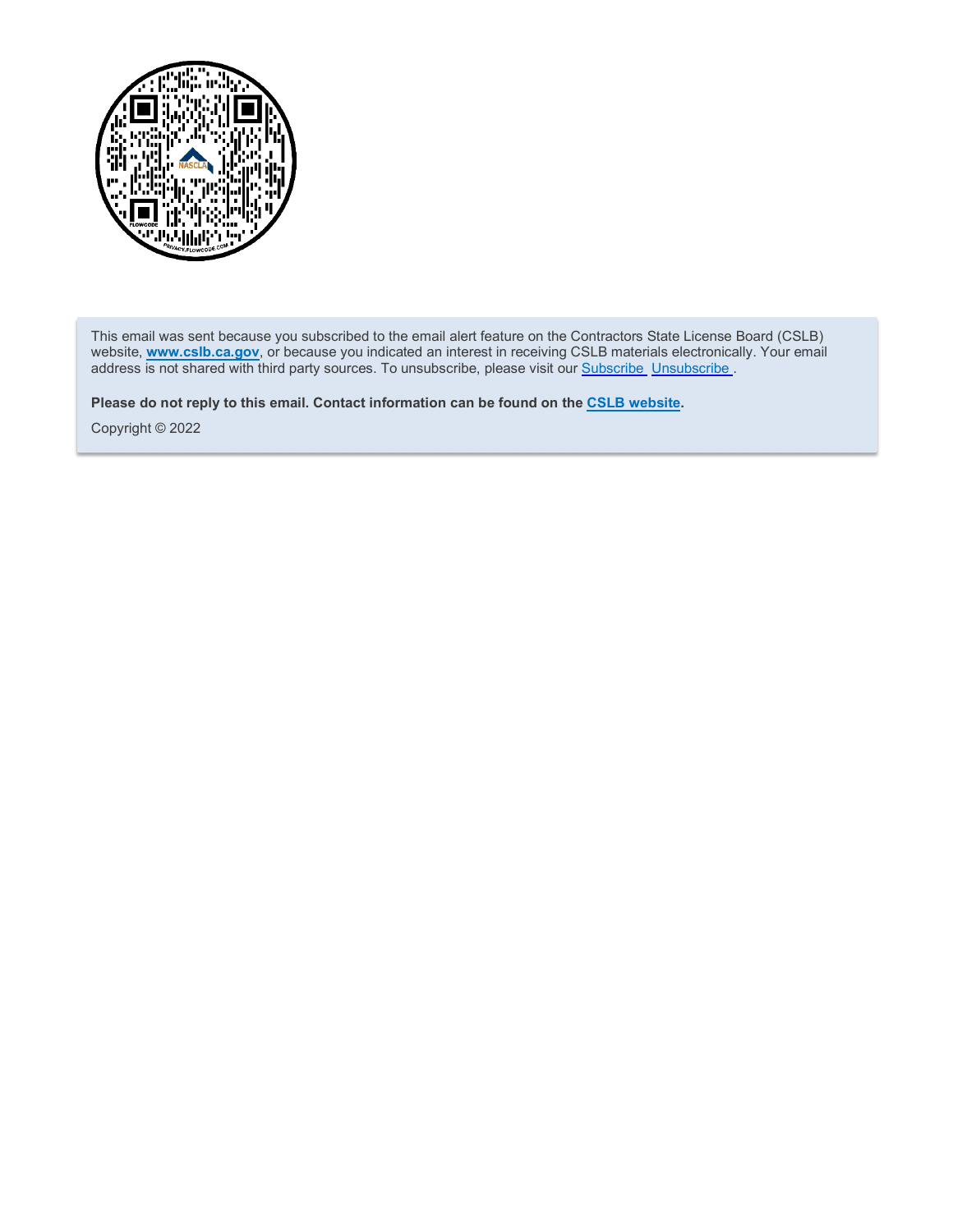This email was sent because you subscribed to the email alert feature on the Contractors State License Board (CSLB) website, **www.cslb.ca.gov**, or because you indicated an interest in receiving CSLB materials electronically. Your email address is not shared with third party sources. To unsubscribe, please visit our Subscribe Unsubscribe .

**Please do not reply to this email. Contact information can be found on the CSLB website.**

Copyright © 2022